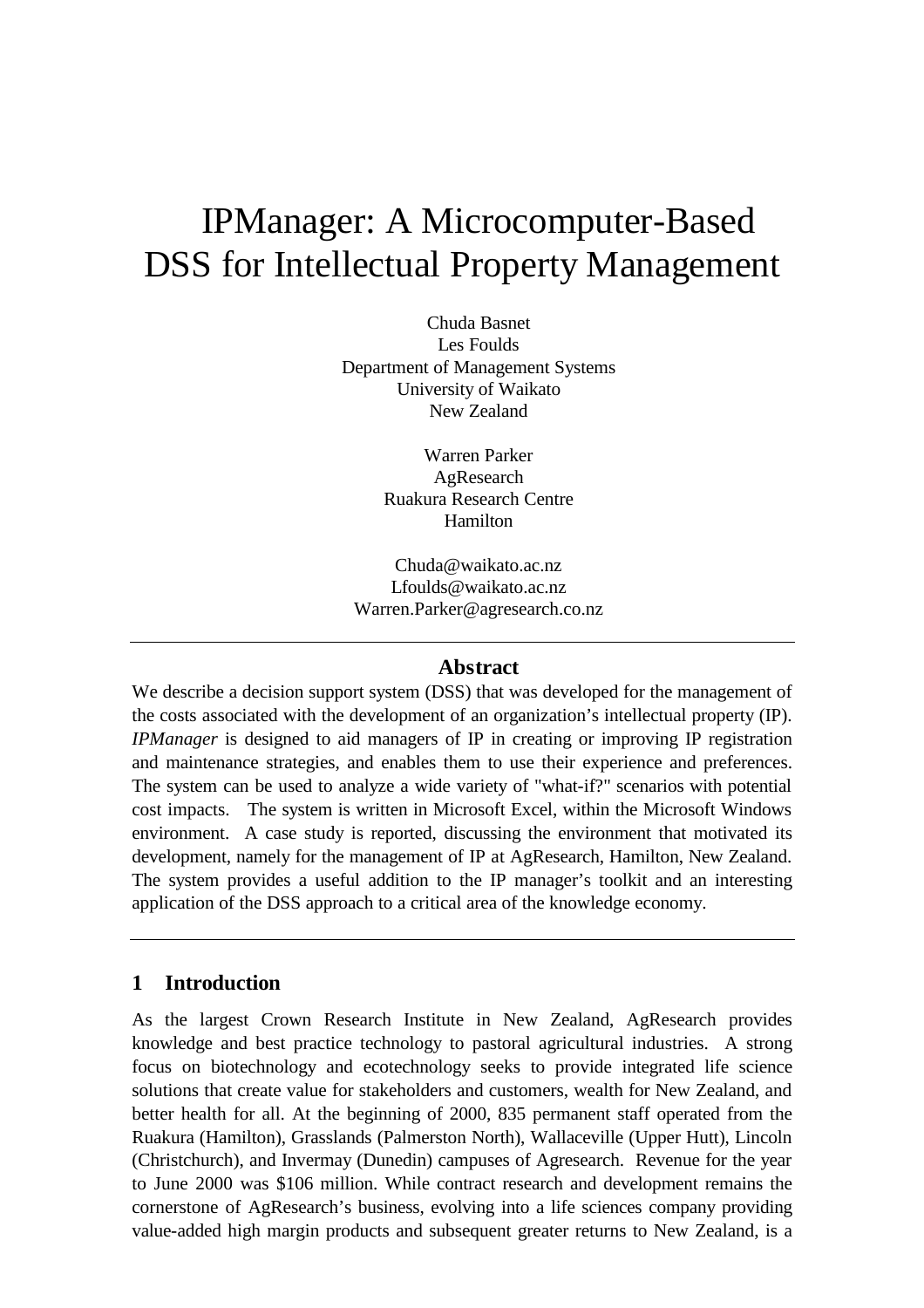# IPManager: A Microcomputer-Based DSS for Intellectual Property Management

Chuda Basnet
Les Foulds
Department of Management Systems
University of Waikato
New Zealand

Warren Parker
AgResearch
Ruakura Research Centre
Hamilton

Chuda@waikato.ac.nz
Lfoulds@waikato.ac.nz
Warren.Parker@agresearch.co.nz

---

### Abstract

We describe a decision support system (DSS) that was developed for the management of the costs associated with the development of an organization's intellectual property (IP). *IPManager* is designed to aid managers of IP in creating or improving IP registration and maintenance strategies, and enables them to use their experience and preferences. The system can be used to analyze a wide variety of "what-if?" scenarios with potential cost impacts. The system is written in Microsoft Excel, within the Microsoft Windows environment. A case study is reported, discussing the environment that motivated its development, namely for the management of IP at AgResearch, Hamilton, New Zealand. The system provides a useful addition to the IP manager's toolkit and an interesting application of the DSS approach to a critical area of the knowledge economy.

---

## 1 Introduction

As the largest Crown Research Institute in New Zealand, AgResearch provides knowledge and best practice technology to pastoral agricultural industries. A strong focus on biotechnology and ecotechnology seeks to provide integrated life science solutions that create value for stakeholders and customers, wealth for New Zealand, and better health for all. At the beginning of 2000, 835 permanent staff operated from the Ruakura (Hamilton), Grasslands (Palmerston North), Wallaceville (Upper Hutt), Lincoln (Christchurch), and Invermay (Dunedin) campuses of Agresearch. Revenue for the year to June 2000 was $106 million. While contract research and development remains the cornerstone of AgResearch's business, evolving into a life sciences company providing value-added high margin products and subsequent greater returns to New Zealand, is a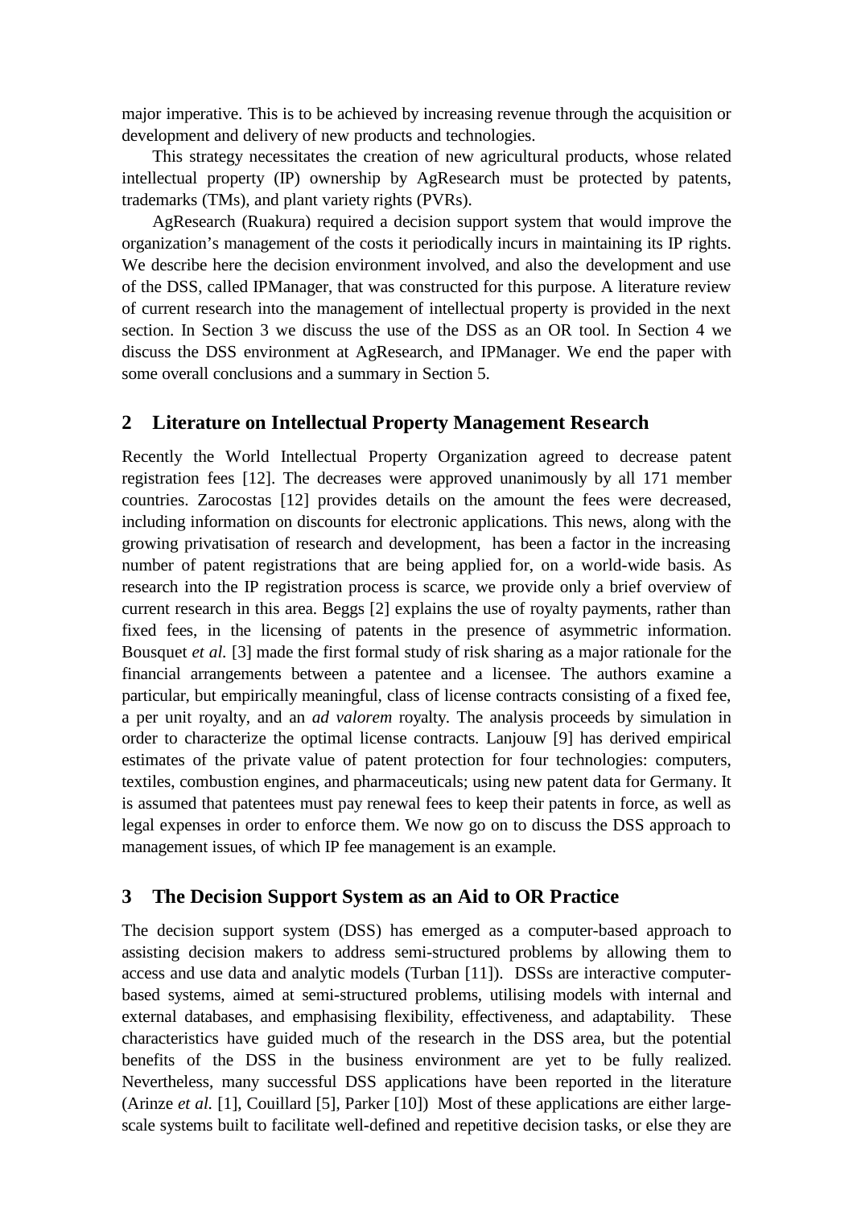major imperative. This is to be achieved by increasing revenue through the acquisition or development and delivery of new products and technologies.

This strategy necessitates the creation of new agricultural products, whose related intellectual property (IP) ownership by AgResearch must be protected by patents, trademarks (TMs), and plant variety rights (PVRs).

AgResearch (Ruakura) required a decision support system that would improve the organization's management of the costs it periodically incurs in maintaining its IP rights. We describe here the decision environment involved, and also the development and use of the DSS, called IPManager, that was constructed for this purpose. A literature review of current research into the management of intellectual property is provided in the next section. In Section 3 we discuss the use of the DSS as an OR tool. In Section 4 we discuss the DSS environment at AgResearch, and IPManager. We end the paper with some overall conclusions and a summary in Section 5.

## 2 Literature on Intellectual Property Management Research

Recently the World Intellectual Property Organization agreed to decrease patent registration fees [12]. The decreases were approved unanimously by all 171 member countries. Zarocostas [12] provides details on the amount the fees were decreased, including information on discounts for electronic applications. This news, along with the growing privatisation of research and development, has been a factor in the increasing number of patent registrations that are being applied for, on a world-wide basis. As research into the IP registration process is scarce, we provide only a brief overview of current research in this area. Beggs [2] explains the use of royalty payments, rather than fixed fees, in the licensing of patents in the presence of asymmetric information. Bousquet *et al.* [3] made the first formal study of risk sharing as a major rationale for the financial arrangements between a patentee and a licensee. The authors examine a particular, but empirically meaningful, class of license contracts consisting of a fixed fee, a per unit royalty, and an *ad valorem* royalty. The analysis proceeds by simulation in order to characterize the optimal license contracts. Lanjouw [9] has derived empirical estimates of the private value of patent protection for four technologies: computers, textiles, combustion engines, and pharmaceuticals; using new patent data for Germany. It is assumed that patentees must pay renewal fees to keep their patents in force, as well as legal expenses in order to enforce them. We now go on to discuss the DSS approach to management issues, of which IP fee management is an example.

## 3 The Decision Support System as an Aid to OR Practice

The decision support system (DSS) has emerged as a computer-based approach to assisting decision makers to address semi-structured problems by allowing them to access and use data and analytic models (Turban [11]). DSSs are interactive computer-based systems, aimed at semi-structured problems, utilising models with internal and external databases, and emphasising flexibility, effectiveness, and adaptability. These characteristics have guided much of the research in the DSS area, but the potential benefits of the DSS in the business environment are yet to be fully realized. Nevertheless, many successful DSS applications have been reported in the literature (Arinze *et al.* [1], Couillard [5], Parker [10]) Most of these applications are either large-scale systems built to facilitate well-defined and repetitive decision tasks, or else they are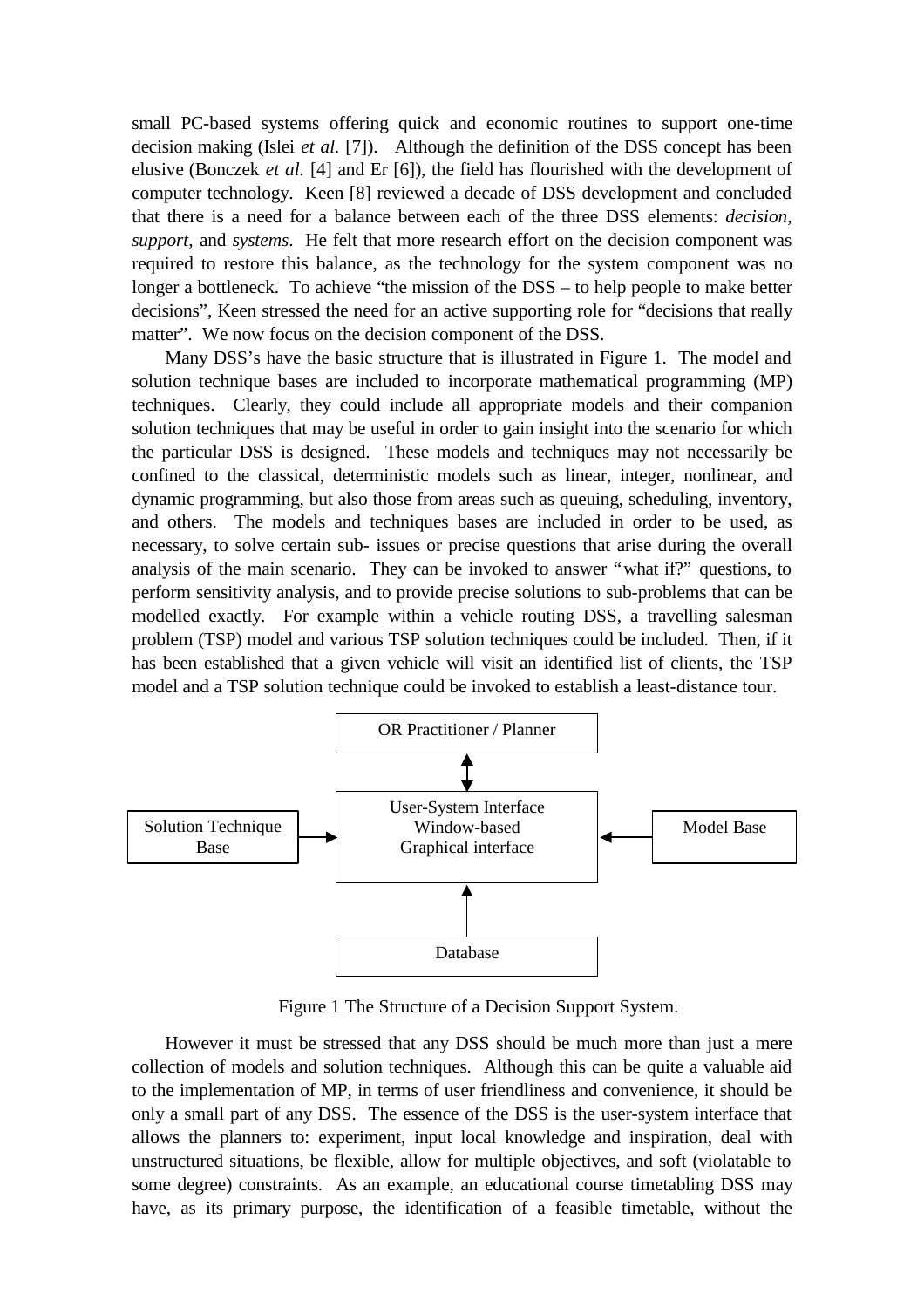small PC-based systems offering quick and economic routines to support one-time decision making (Islei *et al.* [7]). Although the definition of the DSS concept has been elusive (Bonczek *et al.* [4] and Er [6]), the field has flourished with the development of computer technology. Keen [8] reviewed a decade of DSS development and concluded that there is a need for a balance between each of the three DSS elements: *decision, support,* and *systems*. He felt that more research effort on the decision component was required to restore this balance, as the technology for the system component was no longer a bottleneck. To achieve "the mission of the DSS – to help people to make better decisions", Keen stressed the need for an active supporting role for "decisions that really matter". We now focus on the decision component of the DSS.

Many DSS's have the basic structure that is illustrated in Figure 1. The model and solution technique bases are included to incorporate mathematical programming (MP) techniques. Clearly, they could include all appropriate models and their companion solution techniques that may be useful in order to gain insight into the scenario for which the particular DSS is designed. These models and techniques may not necessarily be confined to the classical, deterministic models such as linear, integer, nonlinear, and dynamic programming, but also those from areas such as queuing, scheduling, inventory, and others. The models and techniques bases are included in order to be used, as necessary, to solve certain sub- issues or precise questions that arise during the overall analysis of the main scenario. They can be invoked to answer "what if?" questions, to perform sensitivity analysis, and to provide precise solutions to sub-problems that can be modelled exactly. For example within a vehicle routing DSS, a travelling salesman problem (TSP) model and various TSP solution techniques could be included. Then, if it has been established that a given vehicle will visit an identified list of clients, the TSP model and a TSP solution technique could be invoked to establish a least-distance tour.

OR Practitioner / Planner

User-System Interface
Window-based
Graphical interface

Solution Technique Base

Model Base

Database

Figure 1 The Structure of a Decision Support System.

However it must be stressed that any DSS should be much more than just a mere collection of models and solution techniques. Although this can be quite a valuable aid to the implementation of MP, in terms of user friendliness and convenience, it should be only a small part of any DSS. The essence of the DSS is the user-system interface that allows the planners to: experiment, input local knowledge and inspiration, deal with unstructured situations, be flexible, allow for multiple objectives, and soft (violatable to some degree) constraints. As an example, an educational course timetabling DSS may have, as its primary purpose, the identification of a feasible timetable, without the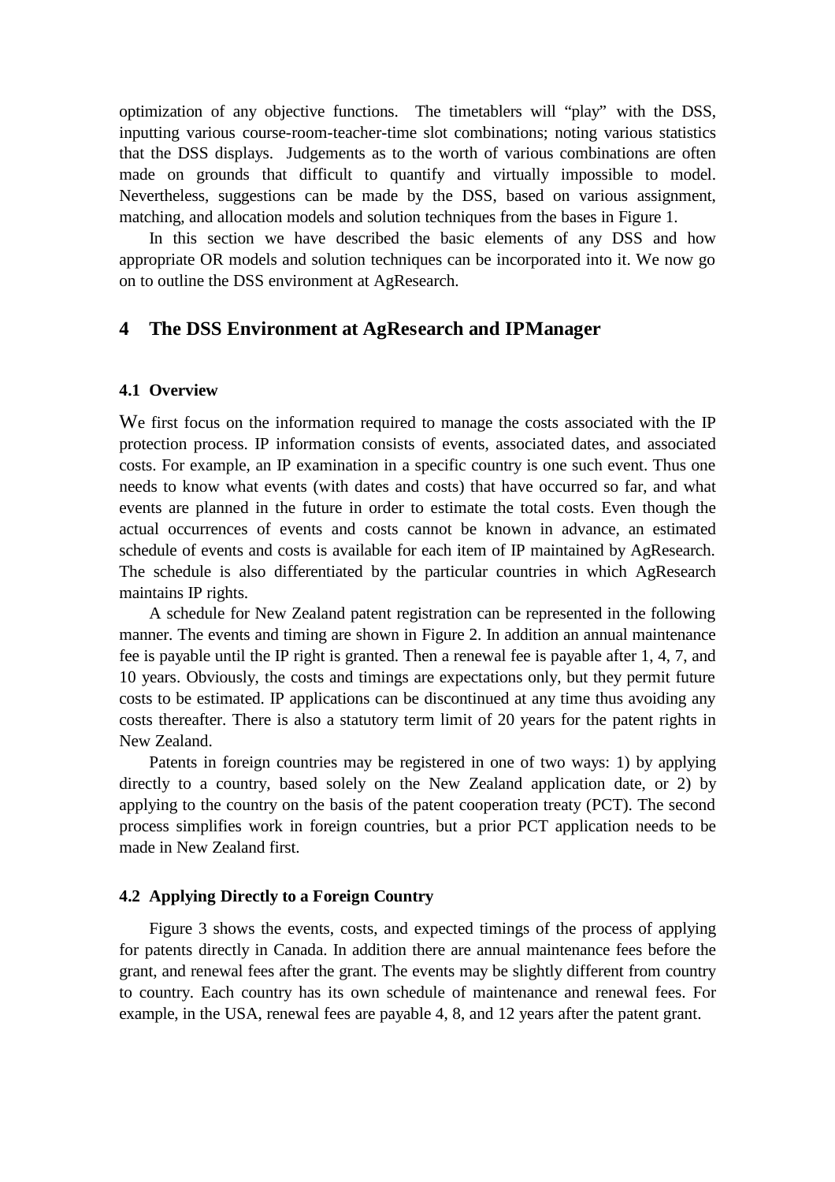optimization of any objective functions. The timetablers will "play" with the DSS, inputting various course-room-teacher-time slot combinations; noting various statistics that the DSS displays. Judgements as to the worth of various combinations are often made on grounds that difficult to quantify and virtually impossible to model. Nevertheless, suggestions can be made by the DSS, based on various assignment, matching, and allocation models and solution techniques from the bases in Figure 1.

In this section we have described the basic elements of any DSS and how appropriate OR models and solution techniques can be incorporated into it. We now go on to outline the DSS environment at AgResearch.

## 4 The DSS Environment at AgResearch and IPManager

### 4.1 Overview

We first focus on the information required to manage the costs associated with the IP protection process. IP information consists of events, associated dates, and associated costs. For example, an IP examination in a specific country is one such event. Thus one needs to know what events (with dates and costs) that have occurred so far, and what events are planned in the future in order to estimate the total costs. Even though the actual occurrences of events and costs cannot be known in advance, an estimated schedule of events and costs is available for each item of IP maintained by AgResearch. The schedule is also differentiated by the particular countries in which AgResearch maintains IP rights.

A schedule for New Zealand patent registration can be represented in the following manner. The events and timing are shown in Figure 2. In addition an annual maintenance fee is payable until the IP right is granted. Then a renewal fee is payable after 1, 4, 7, and 10 years. Obviously, the costs and timings are expectations only, but they permit future costs to be estimated. IP applications can be discontinued at any time thus avoiding any costs thereafter. There is also a statutory term limit of 20 years for the patent rights in New Zealand.

Patents in foreign countries may be registered in one of two ways: 1) by applying directly to a country, based solely on the New Zealand application date, or 2) by applying to the country on the basis of the patent cooperation treaty (PCT). The second process simplifies work in foreign countries, but a prior PCT application needs to be made in New Zealand first.

### 4.2 Applying Directly to a Foreign Country

Figure 3 shows the events, costs, and expected timings of the process of applying for patents directly in Canada. In addition there are annual maintenance fees before the grant, and renewal fees after the grant. The events may be slightly different from country to country. Each country has its own schedule of maintenance and renewal fees. For example, in the USA, renewal fees are payable 4, 8, and 12 years after the patent grant.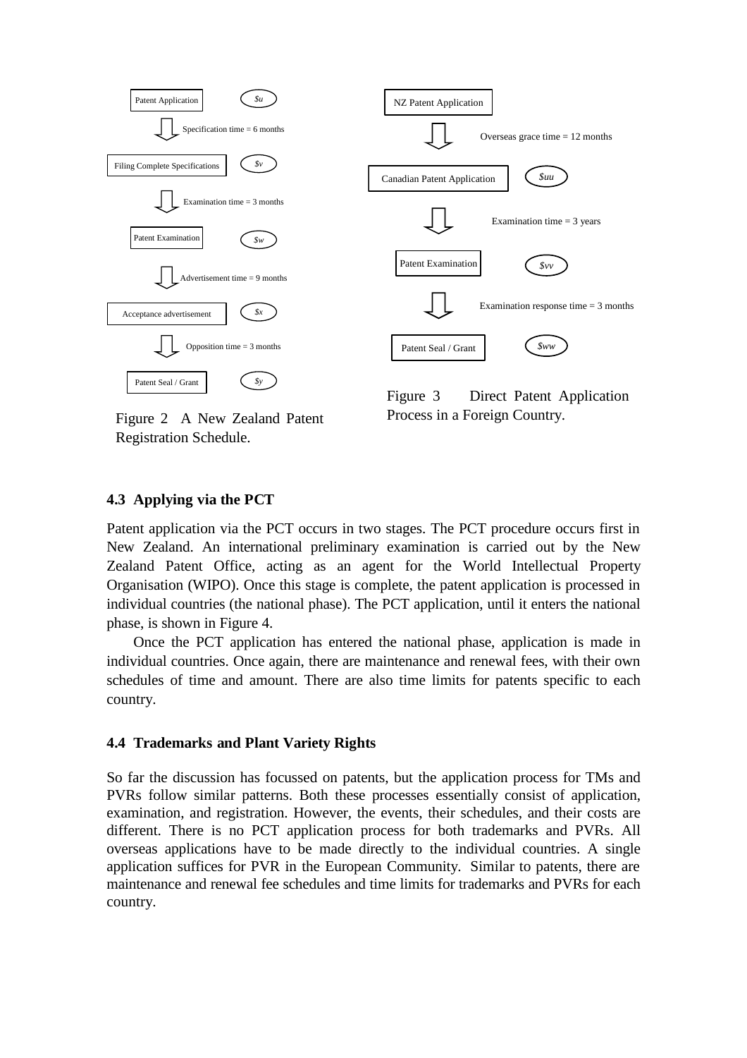Patent Application — $u

↓ Specification time = 6 months

Filing Complete Specifications — $v

↓ Examination time = 3 months

Patent Examination — $w

↓ Advertisement time = 9 months

Acceptance advertisement — $x

↓ Opposition time = 3 months

Patent Seal / Grant — $y

Figure 2 A New Zealand Patent Registration Schedule.

NZ Patent Application

↓ Overseas grace time = 12 months

Canadian Patent Application — $uu

↓ Examination time = 3 years

Patent Examination — $vv

↓ Examination response time = 3 months

Patent Seal / Grant — $ww

Figure 3 Direct Patent Application Process in a Foreign Country.

### 4.3 Applying via the PCT

Patent application via the PCT occurs in two stages. The PCT procedure occurs first in New Zealand. An international preliminary examination is carried out by the New Zealand Patent Office, acting as an agent for the World Intellectual Property Organisation (WIPO). Once this stage is complete, the patent application is processed in individual countries (the national phase). The PCT application, until it enters the national phase, is shown in Figure 4.

Once the PCT application has entered the national phase, application is made in individual countries. Once again, there are maintenance and renewal fees, with their own schedules of time and amount. There are also time limits for patents specific to each country.

### 4.4 Trademarks and Plant Variety Rights

So far the discussion has focussed on patents, but the application process for TMs and PVRs follow similar patterns. Both these processes essentially consist of application, examination, and registration. However, the events, their schedules, and their costs are different. There is no PCT application process for both trademarks and PVRs. All overseas applications have to be made directly to the individual countries. A single application suffices for PVR in the European Community. Similar to patents, there are maintenance and renewal fee schedules and time limits for trademarks and PVRs for each country.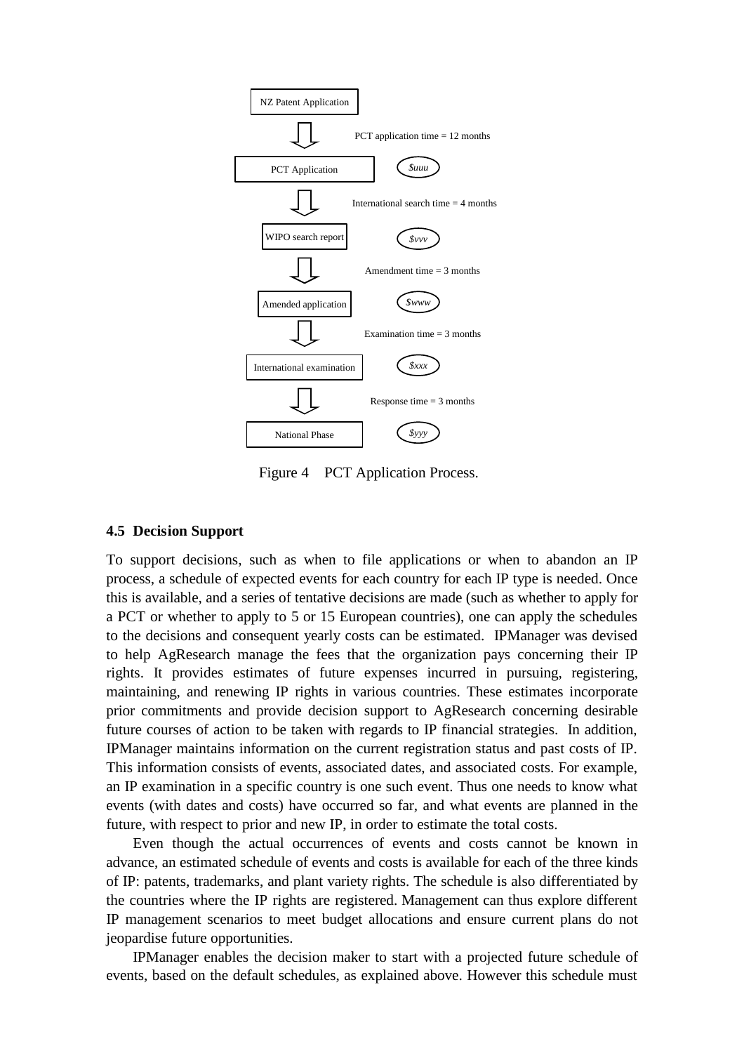NZ Patent Application

PCT application time = 12 months

PCT Application — *$uuu*

International search time = 4 months

WIPO search report — *$vvv*

Amendment time = 3 months

Amended application — *$www*

Examination time = 3 months

International examination — *$xxx*

Response time = 3 months

National Phase — *$yyy*

Figure 4 PCT Application Process.

### 4.5 Decision Support

To support decisions, such as when to file applications or when to abandon an IP process, a schedule of expected events for each country for each IP type is needed. Once this is available, and a series of tentative decisions are made (such as whether to apply for a PCT or whether to apply to 5 or 15 European countries), one can apply the schedules to the decisions and consequent yearly costs can be estimated. IPManager was devised to help AgResearch manage the fees that the organization pays concerning their IP rights. It provides estimates of future expenses incurred in pursuing, registering, maintaining, and renewing IP rights in various countries. These estimates incorporate prior commitments and provide decision support to AgResearch concerning desirable future courses of action to be taken with regards to IP financial strategies. In addition, IPManager maintains information on the current registration status and past costs of IP. This information consists of events, associated dates, and associated costs. For example, an IP examination in a specific country is one such event. Thus one needs to know what events (with dates and costs) have occurred so far, and what events are planned in the future, with respect to prior and new IP, in order to estimate the total costs.

Even though the actual occurrences of events and costs cannot be known in advance, an estimated schedule of events and costs is available for each of the three kinds of IP: patents, trademarks, and plant variety rights. The schedule is also differentiated by the countries where the IP rights are registered. Management can thus explore different IP management scenarios to meet budget allocations and ensure current plans do not jeopardise future opportunities.

IPManager enables the decision maker to start with a projected future schedule of events, based on the default schedules, as explained above. However this schedule must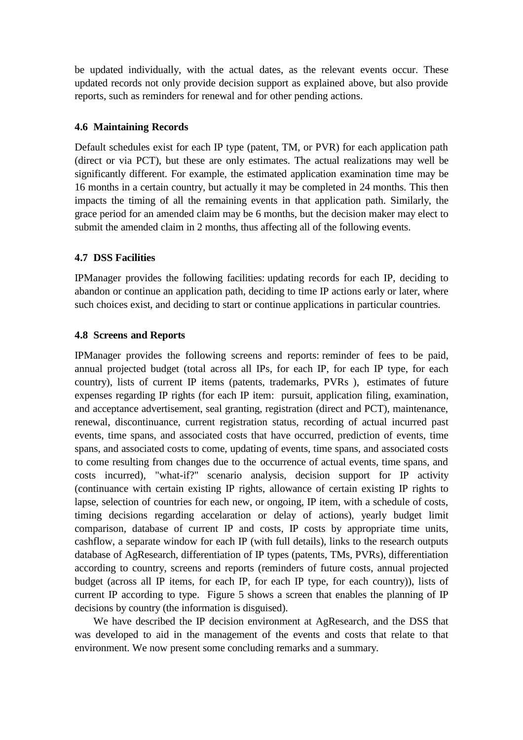be updated individually, with the actual dates, as the relevant events occur. These updated records not only provide decision support as explained above, but also provide reports, such as reminders for renewal and for other pending actions.

### 4.6 Maintaining Records

Default schedules exist for each IP type (patent, TM, or PVR) for each application path (direct or via PCT), but these are only estimates. The actual realizations may well be significantly different. For example, the estimated application examination time may be 16 months in a certain country, but actually it may be completed in 24 months. This then impacts the timing of all the remaining events in that application path. Similarly, the grace period for an amended claim may be 6 months, but the decision maker may elect to submit the amended claim in 2 months, thus affecting all of the following events.

### 4.7 DSS Facilities

IPManager provides the following facilities: updating records for each IP, deciding to abandon or continue an application path, deciding to time IP actions early or later, where such choices exist, and deciding to start or continue applications in particular countries.

### 4.8 Screens and Reports

IPManager provides the following screens and reports: reminder of fees to be paid, annual projected budget (total across all IPs, for each IP, for each IP type, for each country), lists of current IP items (patents, trademarks, PVRs ), estimates of future expenses regarding IP rights (for each IP item: pursuit, application filing, examination, and acceptance advertisement, seal granting, registration (direct and PCT), maintenance, renewal, discontinuance, current registration status, recording of actual incurred past events, time spans, and associated costs that have occurred, prediction of events, time spans, and associated costs to come, updating of events, time spans, and associated costs to come resulting from changes due to the occurrence of actual events, time spans, and costs incurred), "what-if?" scenario analysis, decision support for IP activity (continuance with certain existing IP rights, allowance of certain existing IP rights to lapse, selection of countries for each new, or ongoing, IP item, with a schedule of costs, timing decisions regarding accelaration or delay of actions), yearly budget limit comparison, database of current IP and costs, IP costs by appropriate time units, cashflow, a separate window for each IP (with full details), links to the research outputs database of AgResearch, differentiation of IP types (patents, TMs, PVRs), differentiation according to country, screens and reports (reminders of future costs, annual projected budget (across all IP items, for each IP, for each IP type, for each country)), lists of current IP according to type. Figure 5 shows a screen that enables the planning of IP decisions by country (the information is disguised).

We have described the IP decision environment at AgResearch, and the DSS that was developed to aid in the management of the events and costs that relate to that environment. We now present some concluding remarks and a summary.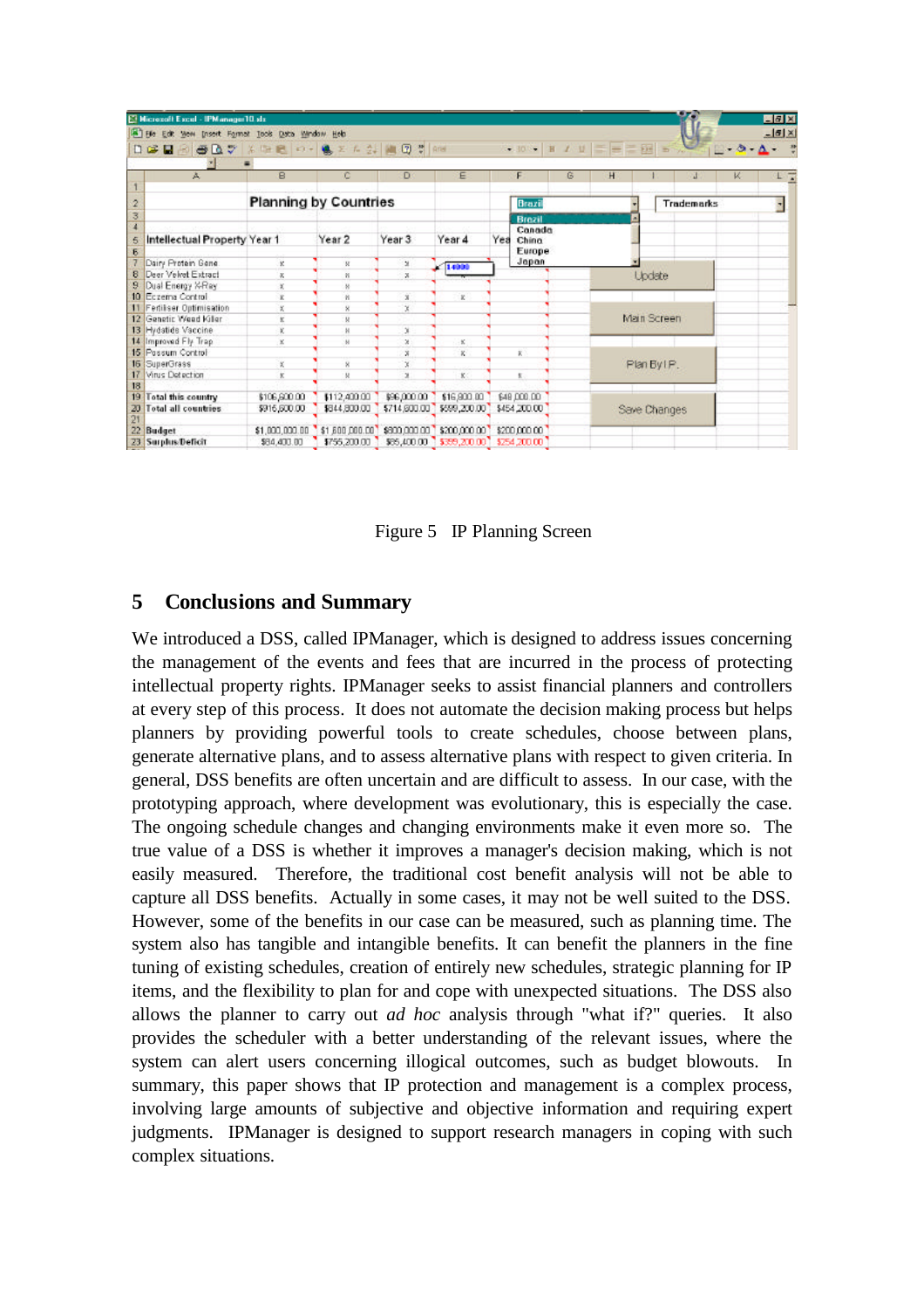Figure 5 IP Planning Screen

## 5 Conclusions and Summary

We introduced a DSS, called IPManager, which is designed to address issues concerning the management of the events and fees that are incurred in the process of protecting intellectual property rights. IPManager seeks to assist financial planners and controllers at every step of this process. It does not automate the decision making process but helps planners by providing powerful tools to create schedules, choose between plans, generate alternative plans, and to assess alternative plans with respect to given criteria. In general, DSS benefits are often uncertain and are difficult to assess. In our case, with the prototyping approach, where development was evolutionary, this is especially the case. The ongoing schedule changes and changing environments make it even more so. The true value of a DSS is whether it improves a manager's decision making, which is not easily measured. Therefore, the traditional cost benefit analysis will not be able to capture all DSS benefits. Actually in some cases, it may not be well suited to the DSS. However, some of the benefits in our case can be measured, such as planning time. The system also has tangible and intangible benefits. It can benefit the planners in the fine tuning of existing schedules, creation of entirely new schedules, strategic planning for IP items, and the flexibility to plan for and cope with unexpected situations. The DSS also allows the planner to carry out *ad hoc* analysis through "what if?" queries. It also provides the scheduler with a better understanding of the relevant issues, where the system can alert users concerning illogical outcomes, such as budget blowouts. In summary, this paper shows that IP protection and management is a complex process, involving large amounts of subjective and objective information and requiring expert judgments. IPManager is designed to support research managers in coping with such complex situations.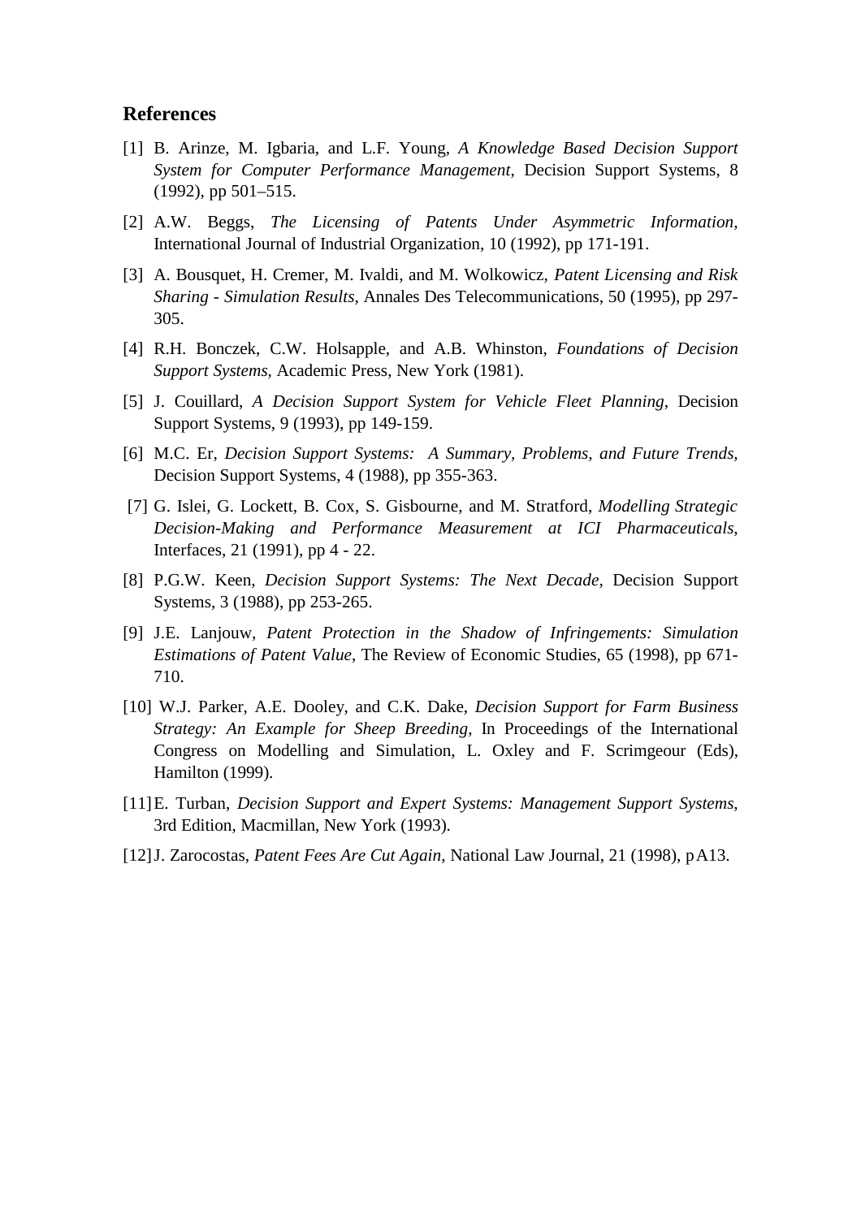## References

[1] B. Arinze, M. Igbaria, and L.F. Young, *A Knowledge Based Decision Support System for Computer Performance Management*, Decision Support Systems, 8 (1992), pp 501–515.

[2] A.W. Beggs, *The Licensing of Patents Under Asymmetric Information*, International Journal of Industrial Organization, 10 (1992), pp 171-191.

[3] A. Bousquet, H. Cremer, M. Ivaldi, and M. Wolkowicz, *Patent Licensing and Risk Sharing - Simulation Results*, Annales Des Telecommunications, 50 (1995), pp 297-305.

[4] R.H. Bonczek, C.W. Holsapple, and A.B. Whinston, *Foundations of Decision Support Systems*, Academic Press, New York (1981).

[5] J. Couillard, *A Decision Support System for Vehicle Fleet Planning*, Decision Support Systems, 9 (1993), pp 149-159.

[6] M.C. Er, *Decision Support Systems: A Summary, Problems, and Future Trends*, Decision Support Systems, 4 (1988), pp 355-363.

[7] G. Islei, G. Lockett, B. Cox, S. Gisbourne, and M. Stratford, *Modelling Strategic Decision-Making and Performance Measurement at ICI Pharmaceuticals*, Interfaces, 21 (1991), pp 4 - 22.

[8] P.G.W. Keen, *Decision Support Systems: The Next Decade*, Decision Support Systems, 3 (1988), pp 253-265.

[9] J.E. Lanjouw, *Patent Protection in the Shadow of Infringements: Simulation Estimations of Patent Value*, The Review of Economic Studies, 65 (1998), pp 671-710.

[10] W.J. Parker, A.E. Dooley, and C.K. Dake, *Decision Support for Farm Business Strategy: An Example for Sheep Breeding*, In Proceedings of the International Congress on Modelling and Simulation, L. Oxley and F. Scrimgeour (Eds), Hamilton (1999).

[11] E. Turban, *Decision Support and Expert Systems: Management Support Systems*, 3rd Edition, Macmillan, New York (1993).

[12] J. Zarocostas, *Patent Fees Are Cut Again*, National Law Journal, 21 (1998), p A13.